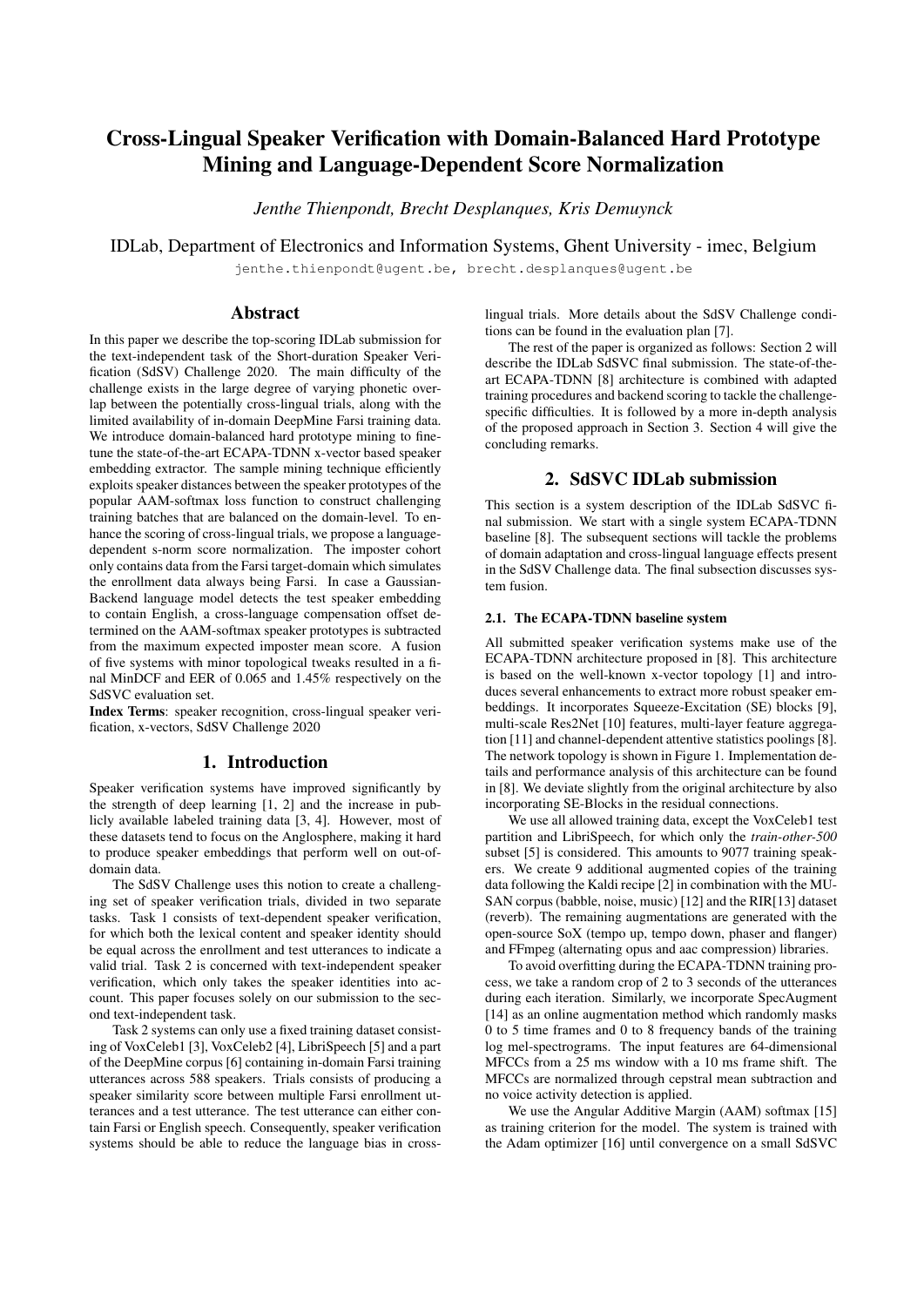# Cross-Lingual Speaker Verification with Domain-Balanced Hard Prototype Mining and Language-Dependent Score Normalization

*Jenthe Thienpondt, Brecht Desplanques, Kris Demuynck*

IDLab, Department of Electronics and Information Systems, Ghent University - imec, Belgium

`jenthe.thienpondt@ugent.be, brecht.desplanques@ugent.be`

## Abstract

In this paper we describe the top-scoring IDLab submission for the text-independent task of the Short-duration Speaker Verification (SdSV) Challenge 2020. The main difficulty of the challenge exists in the large degree of varying phonetic overlap between the potentially cross-lingual trials, along with the limited availability of in-domain DeepMine Farsi training data. We introduce domain-balanced hard prototype mining to finetune the state-of-the-art ECAPA-TDNN x-vector based speaker embedding extractor. The sample mining technique efficiently exploits speaker distances between the speaker prototypes of the popular AAM-softmax loss function to construct challenging training batches that are balanced on the domain-level. To enhance the scoring of cross-lingual trials, we propose a language-dependent s-norm score normalization. The imposter cohort only contains data from the Farsi target-domain which simulates the enrollment data always being Farsi. In case a Gaussian-Backend language model detects the test speaker embedding to contain English, a cross-language compensation offset determined on the AAM-softmax speaker prototypes is subtracted from the maximum expected imposter mean score. A fusion of five systems with minor topological tweaks resulted in a final MinDCF and EER of 0.065 and 1.45% respectively on the SdSVC evaluation set.

**Index Terms**: speaker recognition, cross-lingual speaker verification, x-vectors, SdSV Challenge 2020

## 1. Introduction

Speaker verification systems have improved significantly by the strength of deep learning [1, 2] and the increase in publicly available labeled training data [3, 4]. However, most of these datasets tend to focus on the Anglosphere, making it hard to produce speaker embeddings that perform well on out-of-domain data.

The SdSV Challenge uses this notion to create a challenging set of speaker verification trials, divided in two separate tasks. Task 1 consists of text-dependent speaker verification, for which both the lexical content and speaker identity should be equal across the enrollment and test utterances to indicate a valid trial. Task 2 is concerned with text-independent speaker verification, which only takes the speaker identities into account. This paper focuses solely on our submission to the second text-independent task.

Task 2 systems can only use a fixed training dataset consisting of VoxCeleb1 [3], VoxCeleb2 [4], LibriSpeech [5] and a part of the DeepMine corpus [6] containing in-domain Farsi training utterances across 588 speakers. Trials consists of producing a speaker similarity score between multiple Farsi enrollment utterances and a test utterance. The test utterance can either contain Farsi or English speech. Consequently, speaker verification systems should be able to reduce the language bias in cross-lingual trials. More details about the SdSV Challenge conditions can be found in the evaluation plan [7].

The rest of the paper is organized as follows: Section 2 will describe the IDLab SdSVC final submission. The state-of-the-art ECAPA-TDNN [8] architecture is combined with adapted training procedures and backend scoring to tackle the challenge-specific difficulties. It is followed by a more in-depth analysis of the proposed approach in Section 3. Section 4 will give the concluding remarks.

## 2. SdSVC IDLab submission

This section is a system description of the IDLab SdSVC final submission. We start with a single system ECAPA-TDNN baseline [8]. The subsequent sections will tackle the problems of domain adaptation and cross-lingual language effects present in the SdSV Challenge data. The final subsection discusses system fusion.

### 2.1. The ECAPA-TDNN baseline system

All submitted speaker verification systems make use of the ECAPA-TDNN architecture proposed in [8]. This architecture is based on the well-known x-vector topology [1] and introduces several enhancements to extract more robust speaker embeddings. It incorporates Squeeze-Excitation (SE) blocks [9], multi-scale Res2Net [10] features, multi-layer feature aggregation [11] and channel-dependent attentive statistics poolings [8]. The network topology is shown in Figure 1. Implementation details and performance analysis of this architecture can be found in [8]. We deviate slightly from the original architecture by also incorporating SE-Blocks in the residual connections.

We use all allowed training data, except the VoxCeleb1 test partition and LibriSpeech, for which only the *train-other-500* subset [5] is considered. This amounts to 9077 training speakers. We create 9 additional augmented copies of the training data following the Kaldi recipe [2] in combination with the MUSAN corpus (babble, noise, music) [12] and the RIR[13] dataset (reverb). The remaining augmentations are generated with the open-source SoX (tempo up, tempo down, phaser and flanger) and FFmpeg (alternating opus and aac compression) libraries.

To avoid overfitting during the ECAPA-TDNN training process, we take a random crop of 2 to 3 seconds of the utterances during each iteration. Similarly, we incorporate SpecAugment [14] as an online augmentation method which randomly masks 0 to 5 time frames and 0 to 8 frequency bands of the training log mel-spectrograms. The input features are 64-dimensional MFCCs from a 25 ms window with a 10 ms frame shift. The MFCCs are normalized through cepstral mean subtraction and no voice activity detection is applied.

We use the Angular Additive Margin (AAM) softmax [15] as training criterion for the model. The system is trained with the Adam optimizer [16] until convergence on a small SdSVC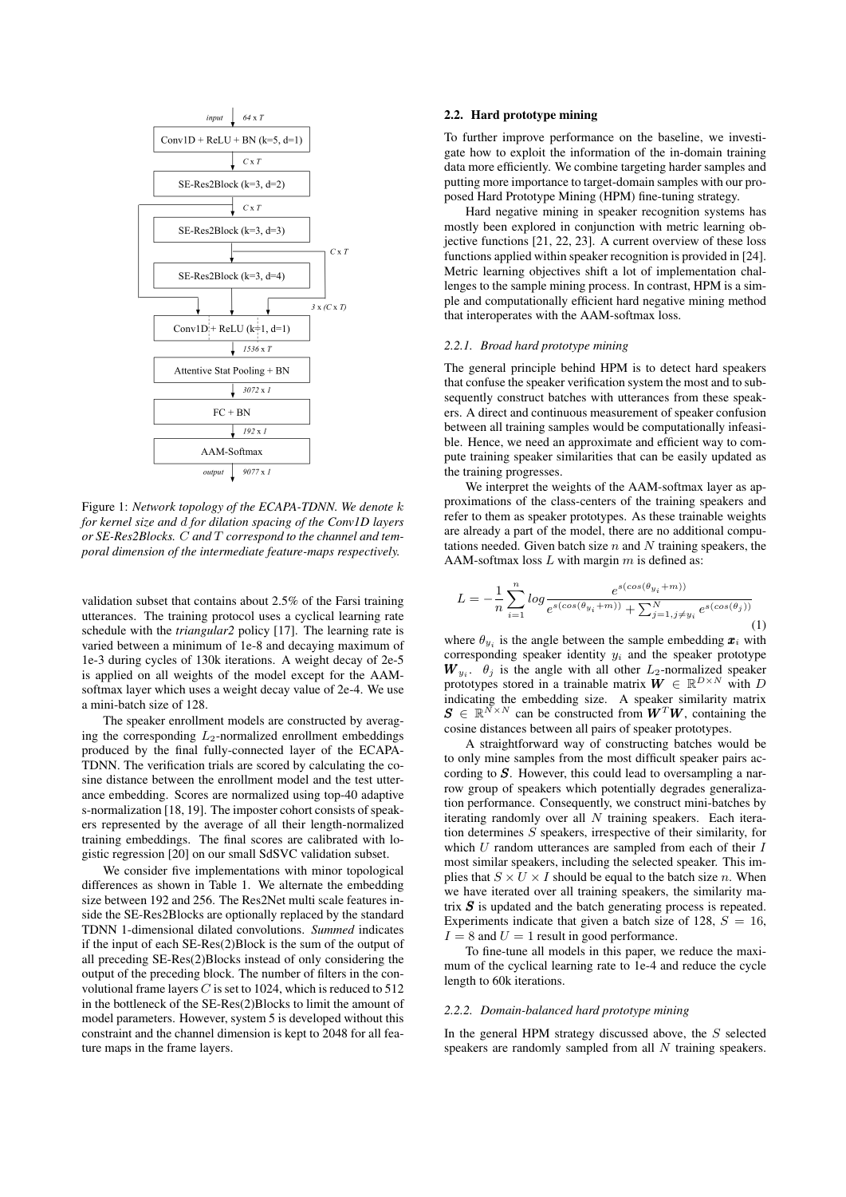Figure 1: *Network topology of the ECAPA-TDNN. We denote $k$ for kernel size and $d$ for dilation spacing of the Conv1D layers or SE-Res2Blocks. $C$ and $T$ correspond to the channel and temporal dimension of the intermediate feature-maps respectively.*

validation subset that contains about 2.5% of the Farsi training utterances. The training protocol uses a cyclical learning rate schedule with the *triangular2* policy [17]. The learning rate is varied between a minimum of 1e-8 and decaying maximum of 1e-3 during cycles of 130k iterations. A weight decay of 2e-5 is applied on all weights of the model except for the AAM-softmax layer which uses a weight decay value of 2e-4. We use a mini-batch size of 128.

The speaker enrollment models are constructed by averaging the corresponding $L_2$-normalized enrollment embeddings produced by the final fully-connected layer of the ECAPA-TDNN. The verification trials are scored by calculating the cosine distance between the enrollment model and the test utterance embedding. Scores are normalized using top-40 adaptive s-normalization [18, 19]. The imposter cohort consists of speakers represented by the average of all their length-normalized training embeddings. The final scores are calibrated with logistic regression [20] on our small SdSVC validation subset.

We consider five implementations with minor topological differences as shown in Table 1. We alternate the embedding size between 192 and 256. The Res2Net multi scale features inside the SE-Res2Blocks are optionally replaced by the standard TDNN 1-dimensional dilated convolutions. *Summed* indicates if the input of each SE-Res(2)Block is the sum of the output of all preceding SE-Res(2)Blocks instead of only considering the output of the preceding block. The number of filters in the convolutional frame layers $C$ is set to 1024, which is reduced to 512 in the bottleneck of the SE-Res(2)Blocks to limit the amount of model parameters. However, system 5 is developed without this constraint and the channel dimension is kept to 2048 for all feature maps in the frame layers.

## 2.2. Hard prototype mining

To further improve performance on the baseline, we investigate how to exploit the information of the in-domain training data more efficiently. We combine targeting harder samples and putting more importance to target-domain samples with our proposed Hard Prototype Mining (HPM) fine-tuning strategy.

Hard negative mining in speaker recognition systems has mostly been explored in conjunction with metric learning objective functions [21, 22, 23]. A current overview of these loss functions applied within speaker recognition is provided in [24]. Metric learning objectives shift a lot of implementation challenges to the sample mining process. In contrast, HPM is a simple and computationally efficient hard negative mining method that interoperates with the AAM-softmax loss.

### 2.2.1. Broad hard prototype mining

The general principle behind HPM is to detect hard speakers that confuse the speaker verification system the most and to subsequently construct batches with utterances from these speakers. A direct and continuous measurement of speaker confusion between all training samples would be computationally infeasible. Hence, we need an approximate and efficient way to compute training speaker similarities that can be easily updated as the training progresses.

We interpret the weights of the AAM-softmax layer as approximations of the class-centers of the training speakers and refer to them as speaker prototypes. As these trainable weights are already a part of the model, there are no additional computations needed. Given batch size $n$ and $N$ training speakers, the AAM-softmax loss $L$ with margin $m$ is defined as:

$$L = -\frac{1}{n}\sum_{i=1}^{n} log \frac{e^{s(cos(\theta_{y_i}+m))}}{e^{s(cos(\theta_{y_i}+m))} + \sum_{j=1, j\neq y_i}^{N} e^{s(cos(\theta_j))}} \quad (1)$$

where $\theta_{y_i}$ is the angle between the sample embedding $\boldsymbol{x}_i$ with corresponding speaker identity $y_i$ and the speaker prototype $\boldsymbol{W}_{y_i}$. $\theta_j$ is the angle with all other $L_2$-normalized speaker prototypes stored in a trainable matrix $\boldsymbol{W} \in \mathbb{R}^{D\times N}$ with $D$ indicating the embedding size. A speaker similarity matrix $\boldsymbol{S} \in \mathbb{R}^{N\times N}$ can be constructed from $\boldsymbol{W}^T\boldsymbol{W}$, containing the cosine distances between all pairs of speaker prototypes.

A straightforward way of constructing batches would be to only mine samples from the most difficult speaker pairs according to $\boldsymbol{S}$. However, this could lead to oversampling a narrow group of speakers which potentially degrades generalization performance. Consequently, we construct mini-batches by iterating randomly over all $N$ training speakers. Each iteration determines $S$ speakers, irrespective of their similarity, for which $U$ random utterances are sampled from each of their $I$ most similar speakers, including the selected speaker. This implies that $S \times U \times I$ should be equal to the batch size $n$. When we have iterated over all training speakers, the similarity matrix $\boldsymbol{S}$ is updated and the batch generating process is repeated. Experiments indicate that given a batch size of 128, $S = 16$, $I = 8$ and $U = 1$ result in good performance.

To fine-tune all models in this paper, we reduce the maximum of the cyclical learning rate to 1e-4 and reduce the cycle length to 60k iterations.

### 2.2.2. Domain-balanced hard prototype mining

In the general HPM strategy discussed above, the $S$ selected speakers are randomly sampled from all $N$ training speakers.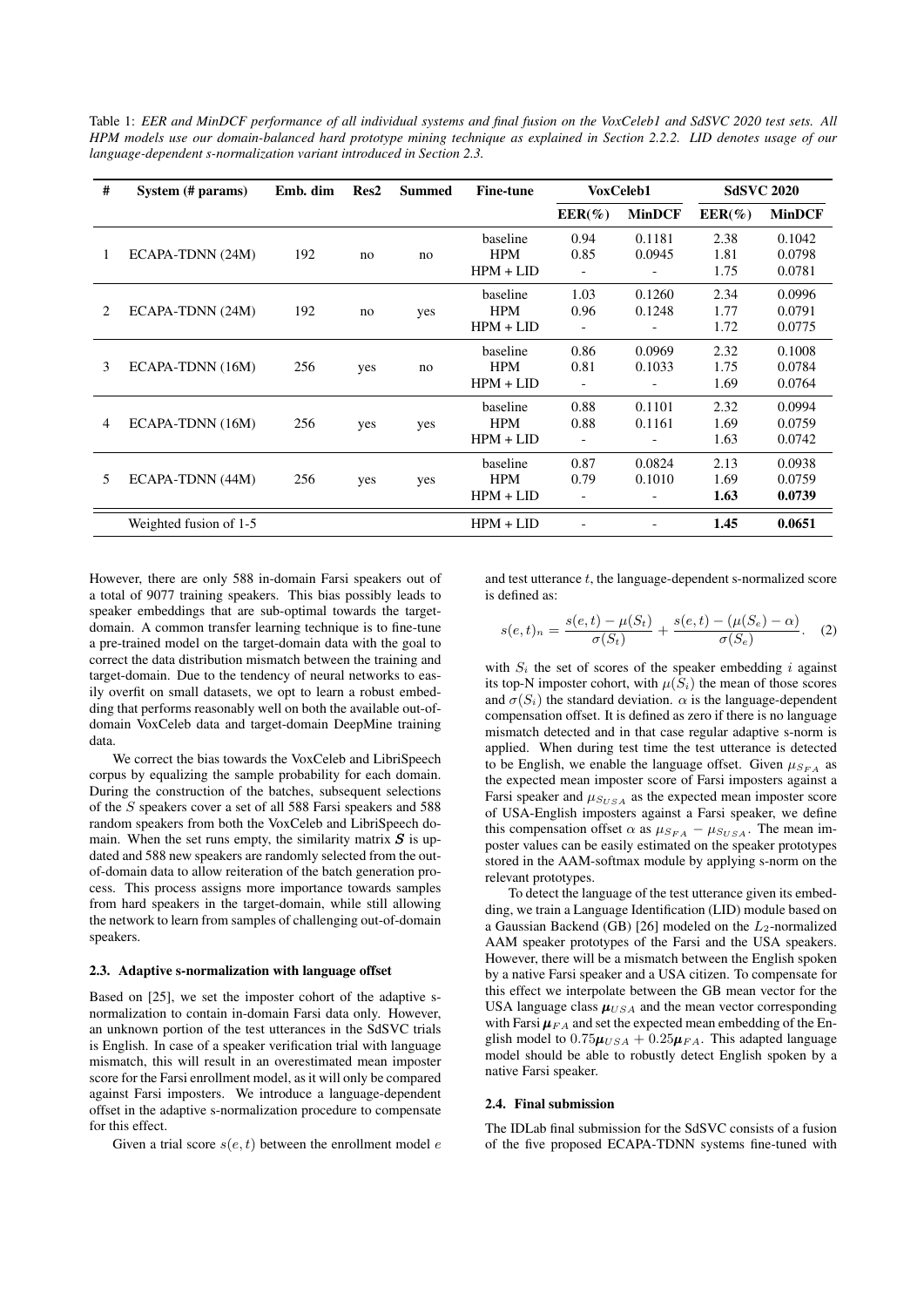Table 1: *EER and MinDCF performance of all individual systems and final fusion on the VoxCeleb1 and SdSVC 2020 test sets. All HPM models use our domain-balanced hard prototype mining technique as explained in Section 2.2.2. LID denotes usage of our language-dependent s-normalization variant introduced in Section 2.3.*

| # | System (# params) | Emb. dim | Res2 | Summed | Fine-tune | VoxCeleb1 | | SdSVC 2020 | |
|---|---|---|---|---|---|---|---|---|---|
| | | | | | | EER(%) | MinDCF | EER(%) | MinDCF |
| 1 | ECAPA-TDNN (24M) | 192 | no | no | baseline | 0.94 | 0.1181 | 2.38 | 0.1042 |
| | | | | | HPM | 0.85 | 0.0945 | 1.81 | 0.0798 |
| | | | | | HPM + LID | - | - | 1.75 | 0.0781 |
| 2 | ECAPA-TDNN (24M) | 192 | no | yes | baseline | 1.03 | 0.1260 | 2.34 | 0.0996 |
| | | | | | HPM | 0.96 | 0.1248 | 1.77 | 0.0791 |
| | | | | | HPM + LID | - | - | 1.72 | 0.0775 |
| 3 | ECAPA-TDNN (16M) | 256 | yes | no | baseline | 0.86 | 0.0969 | 2.32 | 0.1008 |
| | | | | | HPM | 0.81 | 0.1033 | 1.75 | 0.0784 |
| | | | | | HPM + LID | - | - | 1.69 | 0.0764 |
| 4 | ECAPA-TDNN (16M) | 256 | yes | yes | baseline | 0.88 | 0.1101 | 2.32 | 0.0994 |
| | | | | | HPM | 0.88 | 0.1161 | 1.69 | 0.0759 |
| | | | | | HPM + LID | - | - | 1.63 | 0.0742 |
| 5 | ECAPA-TDNN (44M) | 256 | yes | yes | baseline | 0.87 | 0.0824 | 2.13 | 0.0938 |
| | | | | | HPM | 0.79 | 0.1010 | 1.69 | 0.0759 |
| | | | | | HPM + LID | - | - | **1.63** | **0.0739** |
| | Weighted fusion of 1-5 | | | | HPM + LID | - | - | **1.45** | **0.0651** |

However, there are only 588 in-domain Farsi speakers out of a total of 9077 training speakers. This bias possibly leads to speaker embeddings that are sub-optimal towards the target-domain. A common transfer learning technique is to fine-tune a pre-trained model on the target-domain data with the goal to correct the data distribution mismatch between the training and target-domain. Due to the tendency of neural networks to easily overfit on small datasets, we opt to learn a robust embedding that performs reasonably well on both the available out-of-domain VoxCeleb data and target-domain DeepMine training data.

We correct the bias towards the VoxCeleb and LibriSpeech corpus by equalizing the sample probability for each domain. During the construction of the batches, subsequent selections of the $S$ speakers cover a set of all 588 Farsi speakers and 588 random speakers from both the VoxCeleb and LibriSpeech domain. When the set runs empty, the similarity matrix $\boldsymbol{S}$ is updated and 588 new speakers are randomly selected from the out-of-domain data to allow reiteration of the batch generation process. This process assigns more importance towards samples from hard speakers in the target-domain, while still allowing the network to learn from samples of challenging out-of-domain speakers.

### 2.3. Adaptive s-normalization with language offset

Based on [25], we set the imposter cohort of the adaptive s-normalization to contain in-domain Farsi data only. However, an unknown portion of the test utterances in the SdSVC trials is English. In case of a speaker verification trial with language mismatch, this will result in an overestimated mean imposter score for the Farsi enrollment model, as it will only be compared against Farsi imposters. We introduce a language-dependent offset in the adaptive s-normalization procedure to compensate for this effect.

Given a trial score $s(e,t)$ between the enrollment model $e$ and test utterance $t$, the language-dependent s-normalized score is defined as:

$$s(e,t)_n = \frac{s(e,t) - \mu(S_t)}{\sigma(S_t)} + \frac{s(e,t) - (\mu(S_e) - \alpha)}{\sigma(S_e)}. \quad (2)$$

with $S_i$ the set of scores of the speaker embedding $i$ against its top-N imposter cohort, with $\mu(S_i)$ the mean of those scores and $\sigma(S_i)$ the standard deviation. $\alpha$ is the language-dependent compensation offset. It is defined as zero if there is no language mismatch detected and in that case regular adaptive s-norm is applied. When during test time the test utterance is detected to be English, we enable the language offset. Given $\mu_{S_{FA}}$ as the expected mean imposter score of Farsi imposters against a Farsi speaker and $\mu_{S_{USA}}$ as the expected mean imposter score of USA-English imposters against a Farsi speaker, we define this compensation offset $\alpha$ as $\mu_{S_{FA}} - \mu_{S_{USA}}$. The mean imposter values can be easily estimated on the speaker prototypes stored in the AAM-softmax module by applying s-norm on the relevant prototypes.

To detect the language of the test utterance given its embedding, we train a Language Identification (LID) module based on a Gaussian Backend (GB) [26] modeled on the $L_2$-normalized AAM speaker prototypes of the Farsi and the USA speakers. However, there will be a mismatch between the English spoken by a native Farsi speaker and a USA citizen. To compensate for this effect we interpolate between the GB mean vector for the USA language class $\boldsymbol{\mu}_{USA}$ and the mean vector corresponding with Farsi $\boldsymbol{\mu}_{FA}$ and set the expected mean embedding of the English model to $0.75\boldsymbol{\mu}_{USA} + 0.25\boldsymbol{\mu}_{FA}$. This adapted language model should be able to robustly detect English spoken by a native Farsi speaker.

### 2.4. Final submission

The IDLab final submission for the SdSVC consists of a fusion of the five proposed ECAPA-TDNN systems fine-tuned with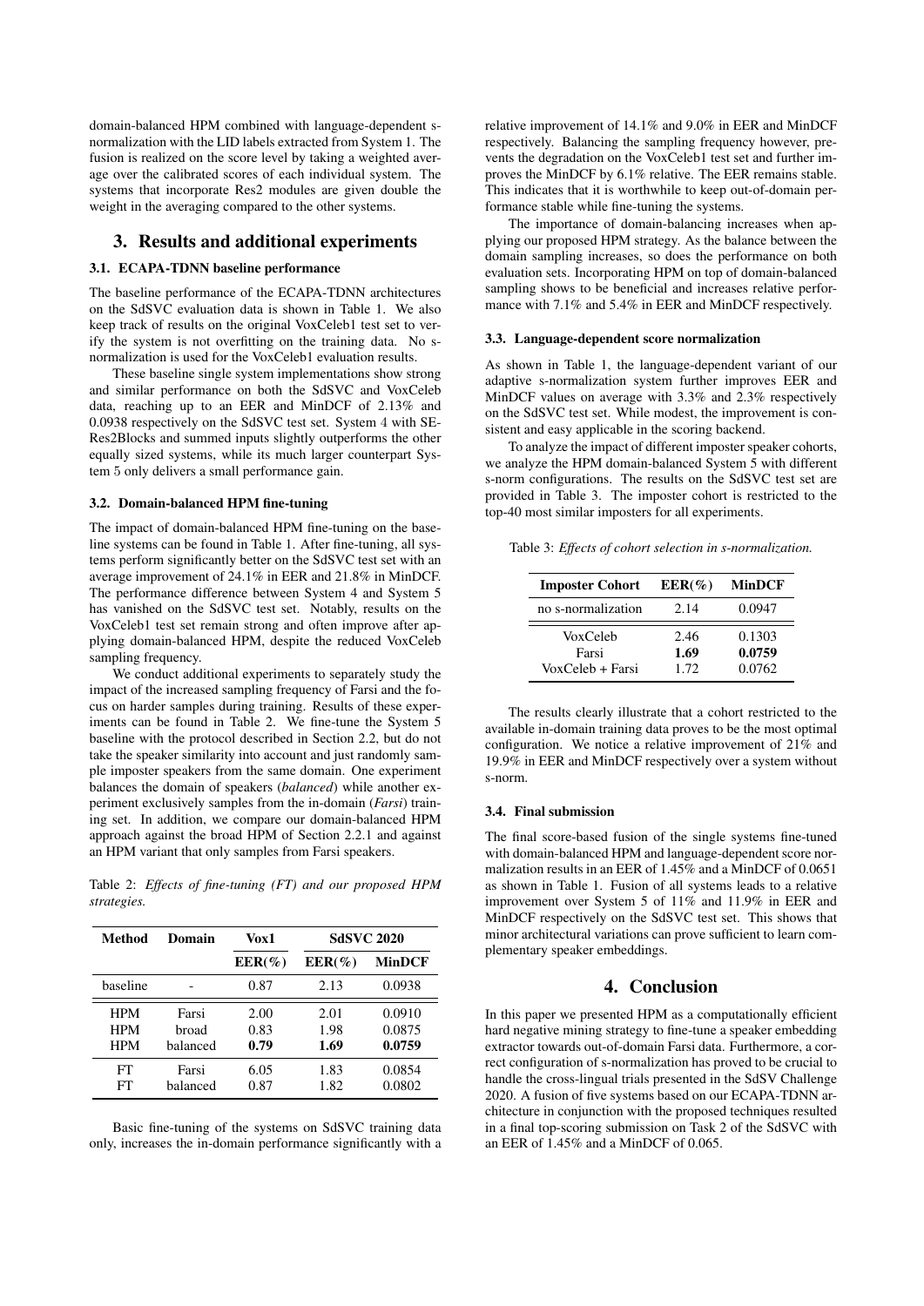domain-balanced HPM combined with language-dependent s-normalization with the LID labels extracted from System 1. The fusion is realized on the score level by taking a weighted average over the calibrated scores of each individual system. The systems that incorporate Res2 modules are given double the weight in the averaging compared to the other systems.

## 3. Results and additional experiments

### 3.1. ECAPA-TDNN baseline performance

The baseline performance of the ECAPA-TDNN architectures on the SdSVC evaluation data is shown in Table 1. We also keep track of results on the original VoxCeleb1 test set to verify the system is not overfitting on the training data. No s-normalization is used for the VoxCeleb1 evaluation results.

These baseline single system implementations show strong and similar performance on both the SdSVC and VoxCeleb data, reaching up to an EER and MinDCF of 2.13% and 0.0938 respectively on the SdSVC test set. System 4 with SE-Res2Blocks and summed inputs slightly outperforms the other equally sized systems, while its much larger counterpart System 5 only delivers a small performance gain.

### 3.2. Domain-balanced HPM fine-tuning

The impact of domain-balanced HPM fine-tuning on the baseline systems can be found in Table 1. After fine-tuning, all systems perform significantly better on the SdSVC test set with an average improvement of 24.1% in EER and 21.8% in MinDCF. The performance difference between System 4 and System 5 has vanished on the SdSVC test set. Notably, results on the VoxCeleb1 test set remain strong and often improve after applying domain-balanced HPM, despite the reduced VoxCeleb sampling frequency.

We conduct additional experiments to separately study the impact of the increased sampling frequency of Farsi and the focus on harder samples during training. Results of these experiments can be found in Table 2. We fine-tune the System 5 baseline with the protocol described in Section 2.2, but do not take the speaker similarity into account and just randomly sample imposter speakers from the same domain. One experiment balances the domain of speakers (*balanced*) while another experiment exclusively samples from the in-domain (*Farsi*) training set. In addition, we compare our domain-balanced HPM approach against the broad HPM of Section 2.2.1 and against an HPM variant that only samples from Farsi speakers.

Table 2: *Effects of fine-tuning (FT) and our proposed HPM strategies.*

| Method | Domain | Vox1 | SdSVC 2020 | |
|---|---|---|---|---|
| | | EER(%) | EER(%) | MinDCF |
| baseline | - | 0.87 | 2.13 | 0.0938 |
| HPM | Farsi | 2.00 | 2.01 | 0.0910 |
| HPM | broad | 0.83 | 1.98 | 0.0875 |
| HPM | balanced | **0.79** | **1.69** | **0.0759** |
| FT | Farsi | 6.05 | 1.83 | 0.0854 |
| FT | balanced | 0.87 | 1.82 | 0.0802 |

Basic fine-tuning of the systems on SdSVC training data only, increases the in-domain performance significantly with a relative improvement of 14.1% and 9.0% in EER and MinDCF respectively. Balancing the sampling frequency however, prevents the degradation on the VoxCeleb1 test set and further improves the MinDCF by 6.1% relative. The EER remains stable. This indicates that it is worthwhile to keep out-of-domain performance stable while fine-tuning the systems.

The importance of domain-balancing increases when applying our proposed HPM strategy. As the balance between the domain sampling increases, so does the performance on both evaluation sets. Incorporating HPM on top of domain-balanced sampling shows to be beneficial and increases relative performance with 7.1% and 5.4% in EER and MinDCF respectively.

### 3.3. Language-dependent score normalization

As shown in Table 1, the language-dependent variant of our adaptive s-normalization system further improves EER and MinDCF values on average with 3.3% and 2.3% respectively on the SdSVC test set. While modest, the improvement is consistent and easy applicable in the scoring backend.

To analyze the impact of different imposter speaker cohorts, we analyze the HPM domain-balanced System 5 with different s-norm configurations. The results on the SdSVC test set are provided in Table 3. The imposter cohort is restricted to the top-40 most similar imposters for all experiments.

Table 3: *Effects of cohort selection in s-normalization.*

| Imposter Cohort | EER(%) | MinDCF |
|---|---|---|
| no s-normalization | 2.14 | 0.0947 |
| VoxCeleb | 2.46 | 0.1303 |
| Farsi | **1.69** | **0.0759** |
| VoxCeleb + Farsi | 1.72 | 0.0762 |

The results clearly illustrate that a cohort restricted to the available in-domain training data proves to be the most optimal configuration. We notice a relative improvement of 21% and 19.9% in EER and MinDCF respectively over a system without s-norm.

### 3.4. Final submission

The final score-based fusion of the single systems fine-tuned with domain-balanced HPM and language-dependent score normalization results in an EER of 1.45% and a MinDCF of 0.0651 as shown in Table 1. Fusion of all systems leads to a relative improvement over System 5 of 11% and 11.9% in EER and MinDCF respectively on the SdSVC test set. This shows that minor architectural variations can prove sufficient to learn complementary speaker embeddings.

## 4. Conclusion

In this paper we presented HPM as a computationally efficient hard negative mining strategy to fine-tune a speaker embedding extractor towards out-of-domain Farsi data. Furthermore, a correct configuration of s-normalization has proved to be crucial to handle the cross-lingual trials presented in the SdSV Challenge 2020. A fusion of five systems based on our ECAPA-TDNN architecture in conjunction with the proposed techniques resulted in a final top-scoring submission on Task 2 of the SdSVC with an EER of 1.45% and a MinDCF of 0.065.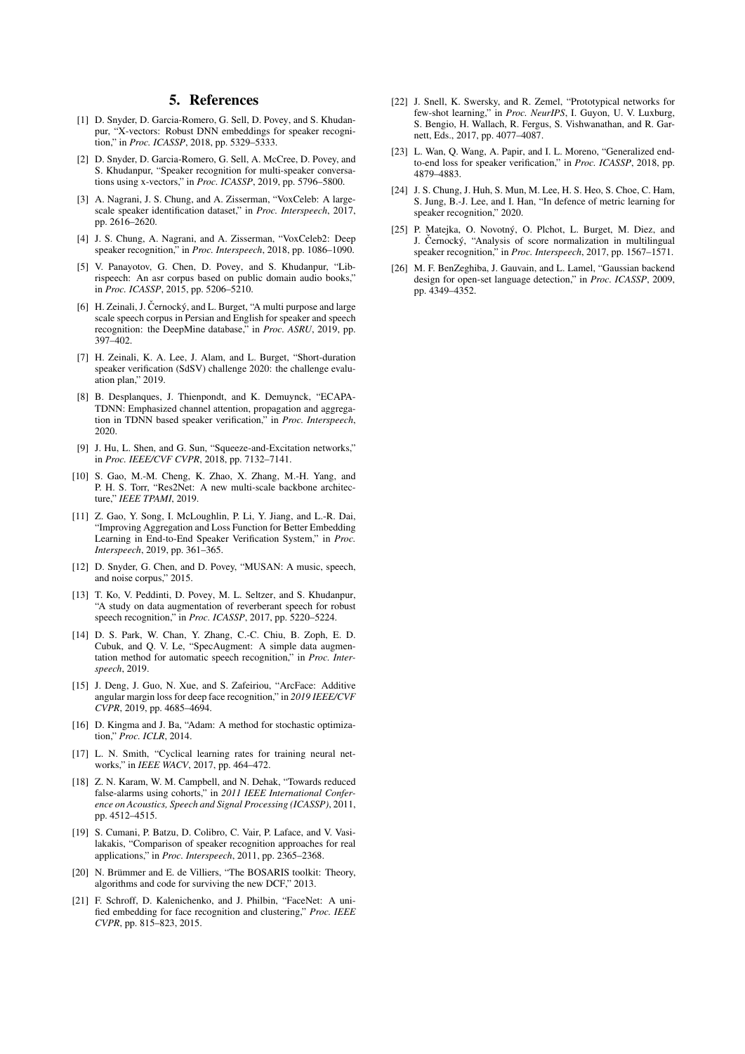## 5. References

[1] D. Snyder, D. Garcia-Romero, G. Sell, D. Povey, and S. Khudanpur, "X-vectors: Robust DNN embeddings for speaker recognition," in *Proc. ICASSP*, 2018, pp. 5329–5333.

[2] D. Snyder, D. Garcia-Romero, G. Sell, A. McCree, D. Povey, and S. Khudanpur, "Speaker recognition for multi-speaker conversations using x-vectors," in *Proc. ICASSP*, 2019, pp. 5796–5800.

[3] A. Nagrani, J. S. Chung, and A. Zisserman, "VoxCeleb: A large-scale speaker identification dataset," in *Proc. Interspeech*, 2017, pp. 2616–2620.

[4] J. S. Chung, A. Nagrani, and A. Zisserman, "VoxCeleb2: Deep speaker recognition," in *Proc. Interspeech*, 2018, pp. 1086–1090.

[5] V. Panayotov, G. Chen, D. Povey, and S. Khudanpur, "Librispeech: An asr corpus based on public domain audio books," in *Proc. ICASSP*, 2015, pp. 5206–5210.

[6] H. Zeinali, J. Černocký, and L. Burget, "A multi purpose and large scale speech corpus in Persian and English for speaker and speech recognition: the DeepMine database," in *Proc. ASRU*, 2019, pp. 397–402.

[7] H. Zeinali, K. A. Lee, J. Alam, and L. Burget, "Short-duration speaker verification (SdSV) challenge 2020: the challenge evaluation plan," 2019.

[8] B. Desplanques, J. Thienpondt, and K. Demuynck, "ECAPA-TDNN: Emphasized channel attention, propagation and aggregation in TDNN based speaker verification," in *Proc. Interspeech*, 2020.

[9] J. Hu, L. Shen, and G. Sun, "Squeeze-and-Excitation networks," in *Proc. IEEE/CVF CVPR*, 2018, pp. 7132–7141.

[10] S. Gao, M.-M. Cheng, K. Zhao, X. Zhang, M.-H. Yang, and P. H. S. Torr, "Res2Net: A new multi-scale backbone architecture," *IEEE TPAMI*, 2019.

[11] Z. Gao, Y. Song, I. McLoughlin, P. Li, Y. Jiang, and L.-R. Dai, "Improving Aggregation and Loss Function for Better Embedding Learning in End-to-End Speaker Verification System," in *Proc. Interspeech*, 2019, pp. 361–365.

[12] D. Snyder, G. Chen, and D. Povey, "MUSAN: A music, speech, and noise corpus," 2015.

[13] T. Ko, V. Peddinti, D. Povey, M. L. Seltzer, and S. Khudanpur, "A study on data augmentation of reverberant speech for robust speech recognition," in *Proc. ICASSP*, 2017, pp. 5220–5224.

[14] D. S. Park, W. Chan, Y. Zhang, C.-C. Chiu, B. Zoph, E. D. Cubuk, and Q. V. Le, "SpecAugment: A simple data augmentation method for automatic speech recognition," in *Proc. Interspeech*, 2019.

[15] J. Deng, J. Guo, N. Xue, and S. Zafeiriou, "ArcFace: Additive angular margin loss for deep face recognition," in *2019 IEEE/CVF CVPR*, 2019, pp. 4685–4694.

[16] D. Kingma and J. Ba, "Adam: A method for stochastic optimization," *Proc. ICLR*, 2014.

[17] L. N. Smith, "Cyclical learning rates for training neural networks," in *IEEE WACV*, 2017, pp. 464–472.

[18] Z. N. Karam, W. M. Campbell, and N. Dehak, "Towards reduced false-alarms using cohorts," in *2011 IEEE International Conference on Acoustics, Speech and Signal Processing (ICASSP)*, 2011, pp. 4512–4515.

[19] S. Cumani, P. Batzu, D. Colibro, C. Vair, P. Laface, and V. Vasilakakis, "Comparison of speaker recognition approaches for real applications," in *Proc. Interspeech*, 2011, pp. 2365–2368.

[20] N. Brümmer and E. de Villiers, "The BOSARIS toolkit: Theory, algorithms and code for surviving the new DCF," 2013.

[21] F. Schroff, D. Kalenichenko, and J. Philbin, "FaceNet: A unified embedding for face recognition and clustering," *Proc. IEEE CVPR*, pp. 815–823, 2015.

[22] J. Snell, K. Swersky, and R. Zemel, "Prototypical networks for few-shot learning," in *Proc. NeurIPS*, I. Guyon, U. V. Luxburg, S. Bengio, H. Wallach, R. Fergus, S. Vishwanathan, and R. Garnett, Eds., 2017, pp. 4077–4087.

[23] L. Wan, Q. Wang, A. Papir, and I. L. Moreno, "Generalized end-to-end loss for speaker verification," in *Proc. ICASSP*, 2018, pp. 4879–4883.

[24] J. S. Chung, J. Huh, S. Mun, M. Lee, H. S. Heo, S. Choe, C. Ham, S. Jung, B.-J. Lee, and I. Han, "In defence of metric learning for speaker recognition," 2020.

[25] P. Matejka, O. Novotný, O. Plchot, L. Burget, M. Diez, and J. Černocký, "Analysis of score normalization in multilingual speaker recognition," in *Proc. Interspeech*, 2017, pp. 1567–1571.

[26] M. F. BenZeghiba, J. Gauvain, and L. Lamel, "Gaussian backend design for open-set language detection," in *Proc. ICASSP*, 2009, pp. 4349–4352.